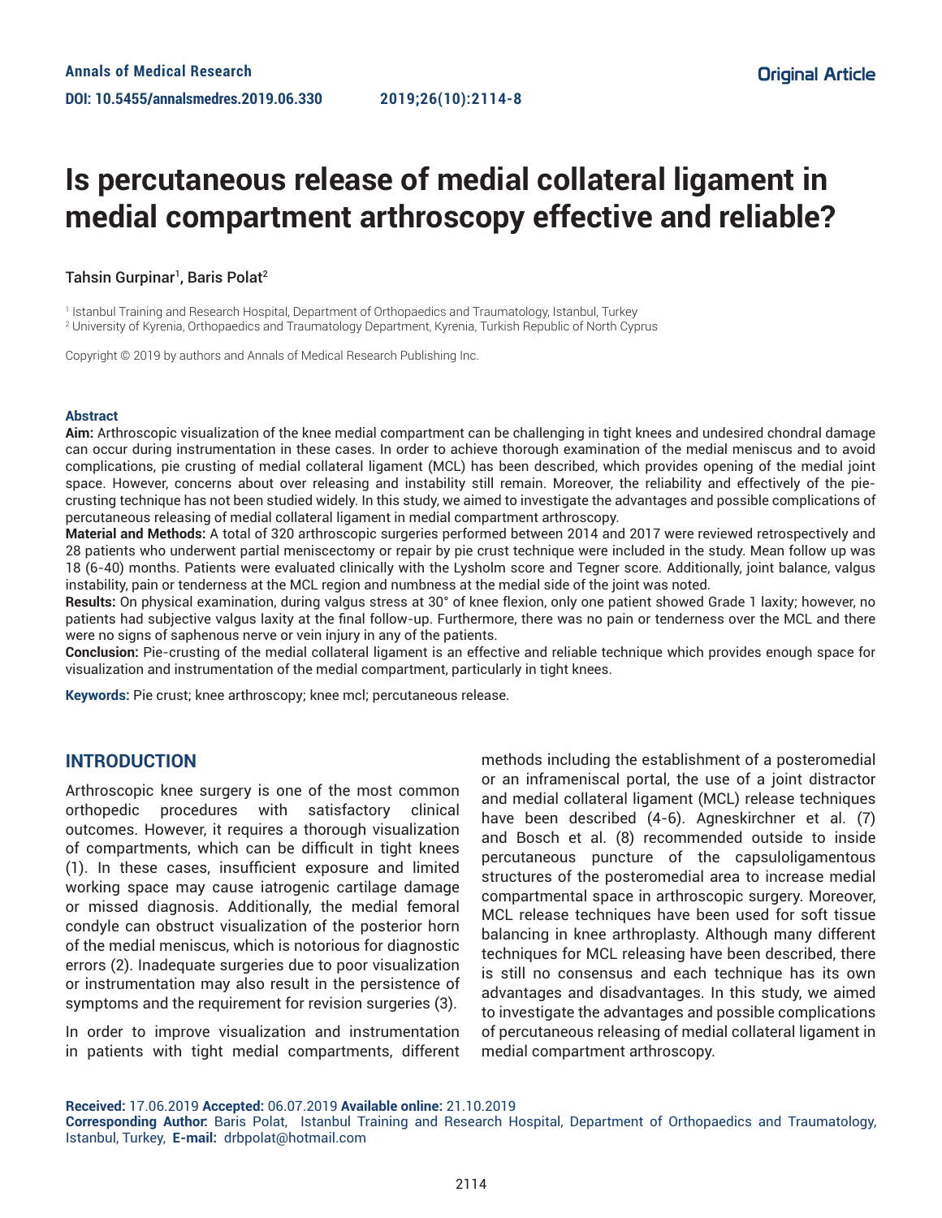Annals of Medical Research

DOI: 10.5455/annalsmedres.2019.06.330 2019;26(10):2114-8

Original Article

# Is percutaneous release of medial collateral ligament in medial compartment arthroscopy effective and reliable?

Tahsin Gurpinar[1], Baris Polat[2]

[1] Istanbul Training and Research Hospital, Department of Orthopaedics and Traumatology, Istanbul, Turkey
[2] University of Kyrenia, Orthopaedics and Traumatology Department, Kyrenia, Turkish Republic of North Cyprus

Copyright © 2019 by authors and Annals of Medical Research Publishing Inc.

### Abstract

**Aim:** Arthroscopic visualization of the knee medial compartment can be challenging in tight knees and undesired chondral damage can occur during instrumentation in these cases. In order to achieve thorough examination of the medial meniscus and to avoid complications, pie crusting of medial collateral ligament (MCL) has been described, which provides opening of the medial joint space. However, concerns about over releasing and instability still remain. Moreover, the reliability and effectively of the pie-crusting technique has not been studied widely. In this study, we aimed to investigate the advantages and possible complications of percutaneous releasing of medial collateral ligament in medial compartment arthroscopy.

**Material and Methods:** A total of 320 arthroscopic surgeries performed between 2014 and 2017 were reviewed retrospectively and 28 patients who underwent partial meniscectomy or repair by pie crust technique were included in the study. Mean follow up was 18 (6-40) months. Patients were evaluated clinically with the Lysholm score and Tegner score. Additionally, joint balance, valgus instability, pain or tenderness at the MCL region and numbness at the medial side of the joint was noted.

**Results:** On physical examination, during valgus stress at 30° of knee flexion, only one patient showed Grade 1 laxity; however, no patients had subjective valgus laxity at the final follow-up. Furthermore, there was no pain or tenderness over the MCL and there were no signs of saphenous nerve or vein injury in any of the patients.

**Conclusion:** Pie-crusting of the medial collateral ligament is an effective and reliable technique which provides enough space for visualization and instrumentation of the medial compartment, particularly in tight knees.

**Keywords:** Pie crust; knee arthroscopy; knee mcl; percutaneous release.

## INTRODUCTION

Arthroscopic knee surgery is one of the most common orthopedic procedures with satisfactory clinical outcomes. However, it requires a thorough visualization of compartments, which can be difficult in tight knees (1). In these cases, insufficient exposure and limited working space may cause iatrogenic cartilage damage or missed diagnosis. Additionally, the medial femoral condyle can obstruct visualization of the posterior horn of the medial meniscus, which is notorious for diagnostic errors (2). Inadequate surgeries due to poor visualization or instrumentation may also result in the persistence of symptoms and the requirement for revision surgeries (3).

In order to improve visualization and instrumentation in patients with tight medial compartments, different methods including the establishment of a posteromedial or an inframeniscal portal, the use of a joint distractor and medial collateral ligament (MCL) release techniques have been described (4-6). Agneskirchner et al. (7) and Bosch et al. (8) recommended outside to inside percutaneous puncture of the capsuloligamentous structures of the posteromedial area to increase medial compartmental space in arthroscopic surgery. Moreover, MCL release techniques have been used for soft tissue balancing in knee arthroplasty. Although many different techniques for MCL releasing have been described, there is still no consensus and each technique has its own advantages and disadvantages. In this study, we aimed to investigate the advantages and possible complications of percutaneous releasing of medial collateral ligament in medial compartment arthroscopy.

**Received:** 17.06.2019 **Accepted:** 06.07.2019 **Available online:** 21.10.2019
**Corresponding Author:** Baris Polat, Istanbul Training and Research Hospital, Department of Orthopaedics and Traumatology, Istanbul, Turkey, **E-mail:** drbpolat@hotmail.com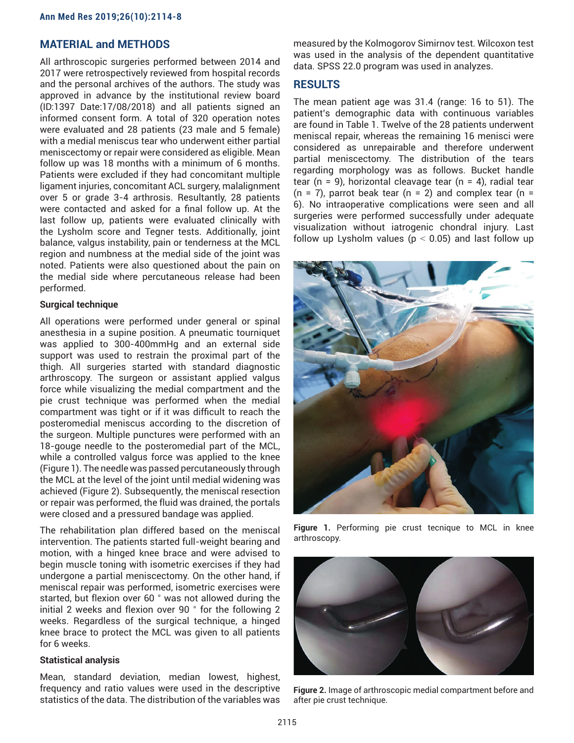## MATERIAL and METHODS

All arthroscopic surgeries performed between 2014 and 2017 were retrospectively reviewed from hospital records and the personal archives of the authors. The study was approved in advance by the institutional review board (ID:1397 Date:17/08/2018) and all patients signed an informed consent form. A total of 320 operation notes were evaluated and 28 patients (23 male and 5 female) with a medial meniscus tear who underwent either partial meniscectomy or repair were considered as eligible. Mean follow up was 18 months with a minimum of 6 months. Patients were excluded if they had concomitant multiple ligament injuries, concomitant ACL surgery, malalignment over 5 or grade 3-4 arthrosis. Resultantly, 28 patients were contacted and asked for a final follow up. At the last follow up, patients were evaluated clinically with the Lysholm score and Tegner tests. Additionally, joint balance, valgus instability, pain or tenderness at the MCL region and numbness at the medial side of the joint was noted. Patients were also questioned about the pain on the medial side where percutaneous release had been performed.

### Surgical technique

All operations were performed under general or spinal anesthesia in a supine position. A pneumatic tourniquet was applied to 300-400mmHg and an external side support was used to restrain the proximal part of the thigh. All surgeries started with standard diagnostic arthroscopy. The surgeon or assistant applied valgus force while visualizing the medial compartment and the pie crust technique was performed when the medial compartment was tight or if it was difficult to reach the posteromedial meniscus according to the discretion of the surgeon. Multiple punctures were performed with an 18-gouge needle to the posteromedial part of the MCL, while a controlled valgus force was applied to the knee (Figure 1). The needle was passed percutaneously through the MCL at the level of the joint until medial widening was achieved (Figure 2). Subsequently, the meniscal resection or repair was performed, the fluid was drained, the portals were closed and a pressured bandage was applied.

The rehabilitation plan differed based on the meniscal intervention. The patients started full-weight bearing and motion, with a hinged knee brace and were advised to begin muscle toning with isometric exercises if they had undergone a partial meniscectomy. On the other hand, if meniscal repair was performed, isometric exercises were started, but flexion over 60 ° was not allowed during the initial 2 weeks and flexion over 90 ° for the following 2 weeks. Regardless of the surgical technique, a hinged knee brace to protect the MCL was given to all patients for 6 weeks.

### Statistical analysis

Mean, standard deviation, median lowest, highest, frequency and ratio values were used in the descriptive statistics of the data. The distribution of the variables was measured by the Kolmogorov Simirnov test. Wilcoxon test was used in the analysis of the dependent quantitative data. SPSS 22.0 program was used in analyzes.

## RESULTS

The mean patient age was 31.4 (range: 16 to 51). The patient's demographic data with continuous variables are found in Table 1. Twelve of the 28 patients underwent meniscal repair, whereas the remaining 16 menisci were considered as unrepairable and therefore underwent partial meniscectomy. The distribution of the tears regarding morphology was as follows. Bucket handle tear (n = 9), horizontal cleavage tear (n = 4), radial tear (n = 7), parrot beak tear (n = 2) and complex tear (n = 6). No intraoperative complications were seen and all surgeries were performed successfully under adequate visualization without iatrogenic chondral injury. Last follow up Lysholm values ($p < 0.05$) and last follow up

**Figure 1.** Performing pie crust tecnique to MCL in knee arthroscopy.

**Figure 2.** Image of arthroscopic medial compartment before and after pie crust technique.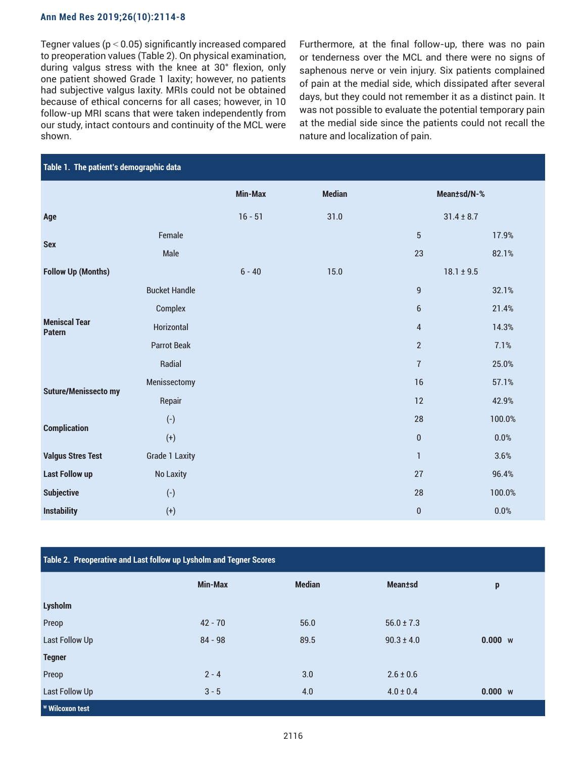Tegner values ($p < 0.05$) significantly increased compared to preoperation values (Table 2). On physical examination, during valgus stress with the knee at 30° flexion, only one patient showed Grade 1 laxity; however, no patients had subjective valgus laxity. MRIs could not be obtained because of ethical concerns for all cases; however, in 10 follow-up MRI scans that were taken independently from our study, intact contours and continuity of the MCL were shown.

Furthermore, at the final follow-up, there was no pain or tenderness over the MCL and there were no signs of saphenous nerve or vein injury. Six patients complained of pain at the medial side, which dissipated after several days, but they could not remember it as a distinct pain. It was not possible to evaluate the potential temporary pain at the medial side since the patients could not recall the nature and localization of pain.

**Table 1. The patient's demographic data**

| | | Min-Max | Median | Mean±sd/N-% | |
|---|---|---|---|---|---|
| **Age** | | 16 - 51 | 31.0 | 31.4 ± 8.7 | |
| **Sex** | Female | | | 5 | 17.9% |
| | Male | | | 23 | 82.1% |
| **Follow Up (Months)** | | 6 - 40 | 15.0 | 18.1 ± 9.5 | |
| **Meniscal Tear Patern** | Bucket Handle | | | 9 | 32.1% |
| | Complex | | | 6 | 21.4% |
| | Horizontal | | | 4 | 14.3% |
| | Parrot Beak | | | 2 | 7.1% |
| | Radial | | | 7 | 25.0% |
| **Suture/Menissecto my** | Menissectomy | | | 16 | 57.1% |
| | Repair | | | 12 | 42.9% |
| **Complication** | (-) | | | 28 | 100.0% |
| | (+) | | | 0 | 0.0% |
| **Valgus Stres Test** | Grade 1 Laxity | | | 1 | 3.6% |
| **Last Follow up** | No Laxity | | | 27 | 96.4% |
| **Subjective** | (-) | | | 28 | 100.0% |
| **Instability** | (+) | | | 0 | 0.0% |

**Table 2. Preoperative and Last follow up Lysholm and Tegner Scores**

| | Min-Max | Median | Mean±sd | p |
|---|---|---|---|---|
| **Lysholm** | | | | |
| Preop | 42 - 70 | 56.0 | 56.0 ± 7.3 | |
| Last Follow Up | 84 - 98 | 89.5 | 90.3 ± 4.0 | **0.000** w |
| **Tegner** | | | | |
| Preop | 2 - 4 | 3.0 | 2.6 ± 0.6 | |
| Last Follow Up | 3 - 5 | 4.0 | 4.0 ± 0.4 | **0.000** w |

[w] Wilcoxon test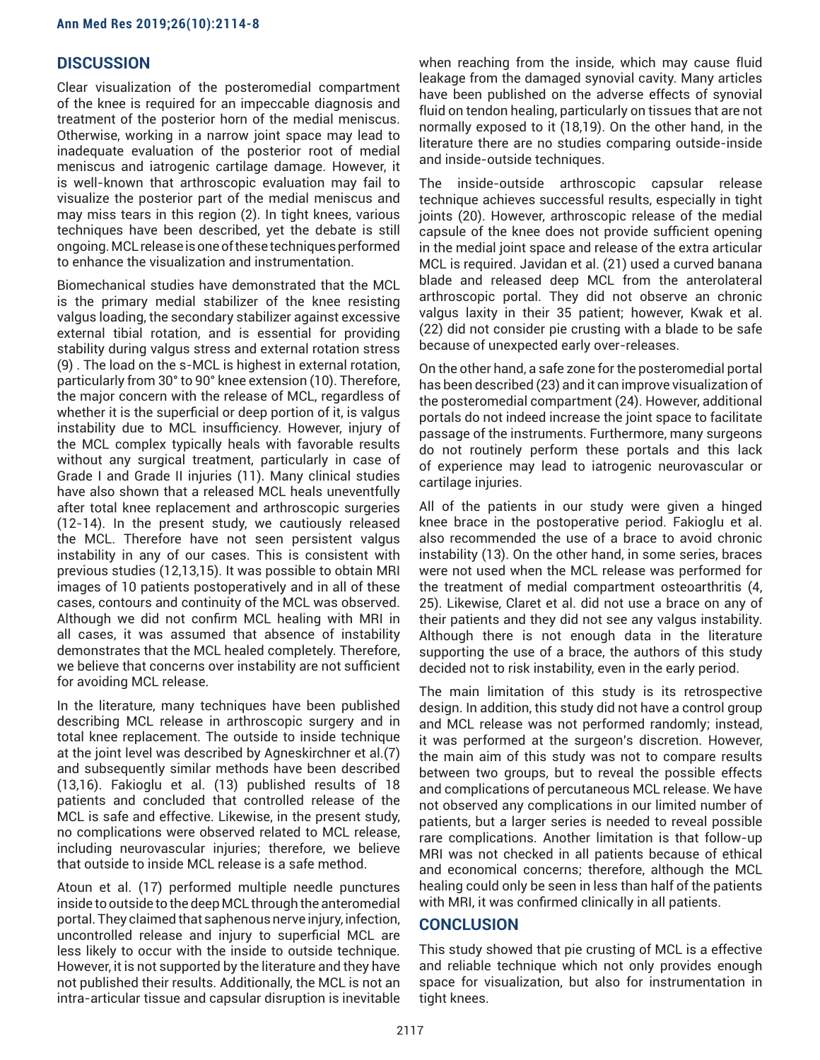## DISCUSSION

Clear visualization of the posteromedial compartment of the knee is required for an impeccable diagnosis and treatment of the posterior horn of the medial meniscus. Otherwise, working in a narrow joint space may lead to inadequate evaluation of the posterior root of medial meniscus and iatrogenic cartilage damage. However, it is well-known that arthroscopic evaluation may fail to visualize the posterior part of the medial meniscus and may miss tears in this region (2). In tight knees, various techniques have been described, yet the debate is still ongoing. MCL release is one of these techniques performed to enhance the visualization and instrumentation.

Biomechanical studies have demonstrated that the MCL is the primary medial stabilizer of the knee resisting valgus loading, the secondary stabilizer against excessive external tibial rotation, and is essential for providing stability during valgus stress and external rotation stress (9) . The load on the s-MCL is highest in external rotation, particularly from 30° to 90° knee extension (10). Therefore, the major concern with the release of MCL, regardless of whether it is the superficial or deep portion of it, is valgus instability due to MCL insufficiency. However, injury of the MCL complex typically heals with favorable results without any surgical treatment, particularly in case of Grade I and Grade II injuries (11). Many clinical studies have also shown that a released MCL heals uneventfully after total knee replacement and arthroscopic surgeries (12-14). In the present study, we cautiously released the MCL. Therefore have not seen persistent valgus instability in any of our cases. This is consistent with previous studies (12,13,15). It was possible to obtain MRI images of 10 patients postoperatively and in all of these cases, contours and continuity of the MCL was observed. Although we did not confirm MCL healing with MRI in all cases, it was assumed that absence of instability demonstrates that the MCL healed completely. Therefore, we believe that concerns over instability are not sufficient for avoiding MCL release.

In the literature, many techniques have been published describing MCL release in arthroscopic surgery and in total knee replacement. The outside to inside technique at the joint level was described by Agneskirchner et al.(7) and subsequently similar methods have been described (13,16). Fakioglu et al. (13) published results of 18 patients and concluded that controlled release of the MCL is safe and effective. Likewise, in the present study, no complications were observed related to MCL release, including neurovascular injuries; therefore, we believe that outside to inside MCL release is a safe method.

Atoun et al. (17) performed multiple needle punctures inside to outside to the deep MCL through the anteromedial portal. They claimed that saphenous nerve injury, infection, uncontrolled release and injury to superficial MCL are less likely to occur with the inside to outside technique. However, it is not supported by the literature and they have not published their results. Additionally, the MCL is not an intra-articular tissue and capsular disruption is inevitable when reaching from the inside, which may cause fluid leakage from the damaged synovial cavity. Many articles have been published on the adverse effects of synovial fluid on tendon healing, particularly on tissues that are not normally exposed to it (18,19). On the other hand, in the literature there are no studies comparing outside-inside and inside-outside techniques.

The inside-outside arthroscopic capsular release technique achieves successful results, especially in tight joints (20). However, arthroscopic release of the medial capsule of the knee does not provide sufficient opening in the medial joint space and release of the extra articular MCL is required. Javidan et al. (21) used a curved banana blade and released deep MCL from the anterolateral arthroscopic portal. They did not observe an chronic valgus laxity in their 35 patient; however, Kwak et al. (22) did not consider pie crusting with a blade to be safe because of unexpected early over-releases.

On the other hand, a safe zone for the posteromedial portal has been described (23) and it can improve visualization of the posteromedial compartment (24). However, additional portals do not indeed increase the joint space to facilitate passage of the instruments. Furthermore, many surgeons do not routinely perform these portals and this lack of experience may lead to iatrogenic neurovascular or cartilage injuries.

All of the patients in our study were given a hinged knee brace in the postoperative period. Fakioglu et al. also recommended the use of a brace to avoid chronic instability (13). On the other hand, in some series, braces were not used when the MCL release was performed for the treatment of medial compartment osteoarthritis (4, 25). Likewise, Claret et al. did not use a brace on any of their patients and they did not see any valgus instability. Although there is not enough data in the literature supporting the use of a brace, the authors of this study decided not to risk instability, even in the early period.

The main limitation of this study is its retrospective design. In addition, this study did not have a control group and MCL release was not performed randomly; instead, it was performed at the surgeon's discretion. However, the main aim of this study was not to compare results between two groups, but to reveal the possible effects and complications of percutaneous MCL release. We have not observed any complications in our limited number of patients, but a larger series is needed to reveal possible rare complications. Another limitation is that follow-up MRI was not checked in all patients because of ethical and economical concerns; therefore, although the MCL healing could only be seen in less than half of the patients with MRI, it was confirmed clinically in all patients.

## CONCLUSION

This study showed that pie crusting of MCL is a effective and reliable technique which not only provides enough space for visualization, but also for instrumentation in tight knees.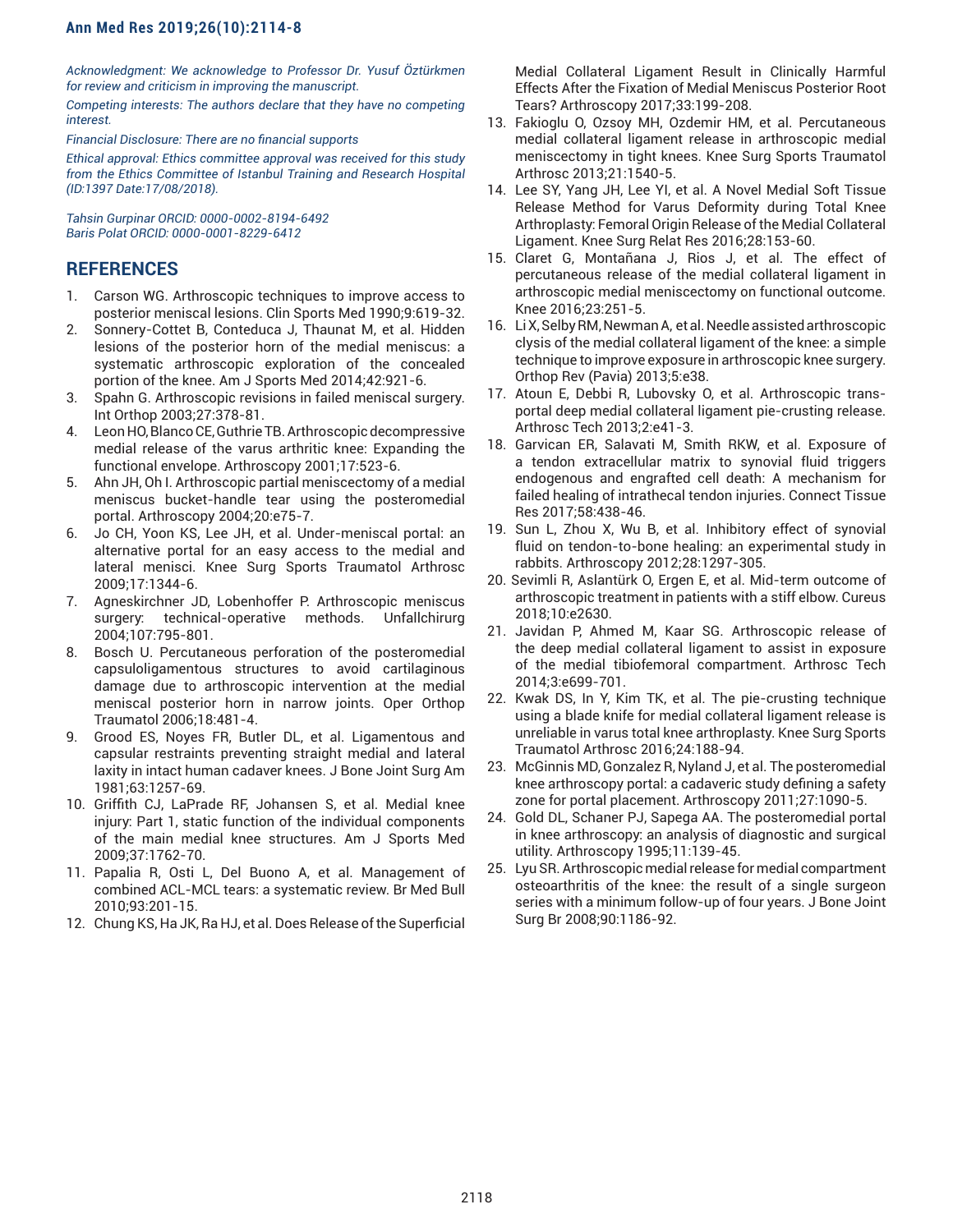*Acknowledgment: We acknowledge to Professor Dr. Yusuf Öztürkmen for review and criticism in improving the manuscript.*

*Competing interests: The authors declare that they have no competing interest.*

*Financial Disclosure: There are no financial supports*

*Ethical approval: Ethics committee approval was received for this study from the Ethics Committee of Istanbul Training and Research Hospital (ID:1397 Date:17/08/2018).*

*Tahsin Gurpinar ORCID: 0000-0002-8194-6492*
*Baris Polat ORCID: 0000-0001-8229-6412*

## REFERENCES

1. Carson WG. Arthroscopic techniques to improve access to posterior meniscal lesions. Clin Sports Med 1990;9:619-32.
2. Sonnery-Cottet B, Conteduca J, Thaunat M, et al. Hidden lesions of the posterior horn of the medial meniscus: a systematic arthroscopic exploration of the concealed portion of the knee. Am J Sports Med 2014;42:921-6.
3. Spahn G. Arthroscopic revisions in failed meniscal surgery. Int Orthop 2003;27:378-81.
4. Leon HO, Blanco CE, Guthrie TB. Arthroscopic decompressive medial release of the varus arthritic knee: Expanding the functional envelope. Arthroscopy 2001;17:523-6.
5. Ahn JH, Oh I. Arthroscopic partial meniscectomy of a medial meniscus bucket-handle tear using the posteromedial portal. Arthroscopy 2004;20:e75-7.
6. Jo CH, Yoon KS, Lee JH, et al. Under-meniscal portal: an alternative portal for an easy access to the medial and lateral menisci. Knee Surg Sports Traumatol Arthrosc 2009;17:1344-6.
7. Agneskirchner JD, Lobenhoffer P. Arthroscopic meniscus surgery: technical-operative methods. Unfallchirurg 2004;107:795-801.
8. Bosch U. Percutaneous perforation of the posteromedial capsuloligamentous structures to avoid cartilaginous damage due to arthroscopic intervention at the medial meniscal posterior horn in narrow joints. Oper Orthop Traumatol 2006;18:481-4.
9. Grood ES, Noyes FR, Butler DL, et al. Ligamentous and capsular restraints preventing straight medial and lateral laxity in intact human cadaver knees. J Bone Joint Surg Am 1981;63:1257-69.
10. Griffith CJ, LaPrade RF, Johansen S, et al. Medial knee injury: Part 1, static function of the individual components of the main medial knee structures. Am J Sports Med 2009;37:1762-70.
11. Papalia R, Osti L, Del Buono A, et al. Management of combined ACL-MCL tears: a systematic review. Br Med Bull 2010;93:201-15.
12. Chung KS, Ha JK, Ra HJ, et al. Does Release of the Superficial Medial Collateral Ligament Result in Clinically Harmful Effects After the Fixation of Medial Meniscus Posterior Root Tears? Arthroscopy 2017;33:199-208.
13. Fakioglu O, Ozsoy MH, Ozdemir HM, et al. Percutaneous medial collateral ligament release in arthroscopic medial meniscectomy in tight knees. Knee Surg Sports Traumatol Arthrosc 2013;21:1540-5.
14. Lee SY, Yang JH, Lee YI, et al. A Novel Medial Soft Tissue Release Method for Varus Deformity during Total Knee Arthroplasty: Femoral Origin Release of the Medial Collateral Ligament. Knee Surg Relat Res 2016;28:153-60.
15. Claret G, Montañana J, Rios J, et al. The effect of percutaneous release of the medial collateral ligament in arthroscopic medial meniscectomy on functional outcome. Knee 2016;23:251-5.
16. Li X, Selby RM, Newman A, et al. Needle assisted arthroscopic clysis of the medial collateral ligament of the knee: a simple technique to improve exposure in arthroscopic knee surgery. Orthop Rev (Pavia) 2013;5:e38.
17. Atoun E, Debbi R, Lubovsky O, et al. Arthroscopic trans-portal deep medial collateral ligament pie-crusting release. Arthrosc Tech 2013;2:e41-3.
18. Garvican ER, Salavati M, Smith RKW, et al. Exposure of a tendon extracellular matrix to synovial fluid triggers endogenous and engrafted cell death: A mechanism for failed healing of intrathecal tendon injuries. Connect Tissue Res 2017;58:438-46.
19. Sun L, Zhou X, Wu B, et al. Inhibitory effect of synovial fluid on tendon-to-bone healing: an experimental study in rabbits. Arthroscopy 2012;28:1297-305.
20. Sevimli R, Aslantürk O, Ergen E, et al. Mid-term outcome of arthroscopic treatment in patients with a stiff elbow. Cureus 2018;10:e2630.
21. Javidan P, Ahmed M, Kaar SG. Arthroscopic release of the deep medial collateral ligament to assist in exposure of the medial tibiofemoral compartment. Arthrosc Tech 2014;3:e699-701.
22. Kwak DS, In Y, Kim TK, et al. The pie-crusting technique using a blade knife for medial collateral ligament release is unreliable in varus total knee arthroplasty. Knee Surg Sports Traumatol Arthrosc 2016;24:188-94.
23. McGinnis MD, Gonzalez R, Nyland J, et al. The posteromedial knee arthroscopy portal: a cadaveric study defining a safety zone for portal placement. Arthroscopy 2011;27:1090-5.
24. Gold DL, Schaner PJ, Sapega AA. The posteromedial portal in knee arthroscopy: an analysis of diagnostic and surgical utility. Arthroscopy 1995;11:139-45.
25. Lyu SR. Arthroscopic medial release for medial compartment osteoarthritis of the knee: the result of a single surgeon series with a minimum follow-up of four years. J Bone Joint Surg Br 2008;90:1186-92.